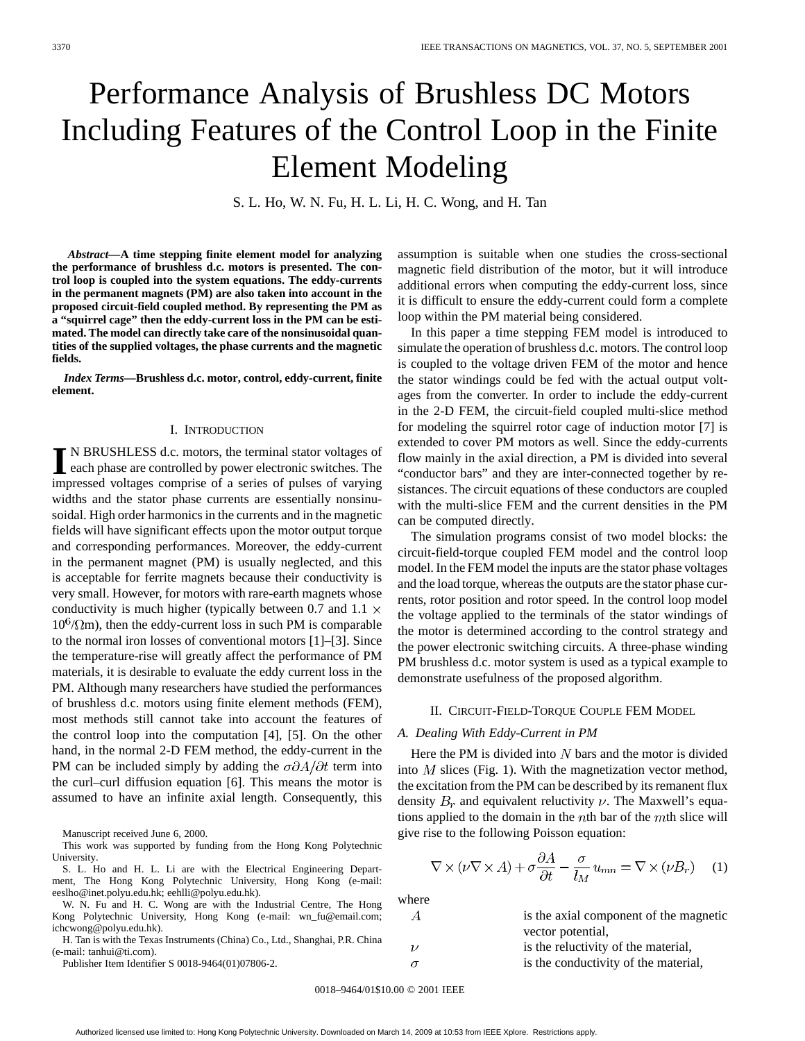# Performance Analysis of Brushless DC Motors Including Features of the Control Loop in the Finite Element Modeling

S. L. Ho, W. N. Fu, H. L. Li, H. C. Wong, and H. Tan

***Abstract*—A time stepping finite element model for analyzing the performance of brushless d.c. motors is presented. The control loop is coupled into the system equations. The eddy-currents in the permanent magnets (PM) are also taken into account in the proposed circuit-field coupled method. By representing the PM as a "squirrel cage" then the eddy-current loss in the PM can be estimated. The model can directly take care of the nonsinusoidal quantities of the supplied voltages, the phase currents and the magnetic fields.**

***Index Terms*—Brushless d.c. motor, control, eddy-current, finite element.**

## I. INTRODUCTION

IN BRUSHLESS d.c. motors, the terminal stator voltages of each phase are controlled by power electronic switches. The impressed voltages comprise of a series of pulses of varying widths and the stator phase currents are essentially nonsinusoidal. High order harmonics in the currents and in the magnetic fields will have significant effects upon the motor output torque and corresponding performances. Moreover, the eddy-current in the permanent magnet (PM) is usually neglected, and this is acceptable for ferrite magnets because their conductivity is very small. However, for motors with rare-earth magnets whose conductivity is much higher (typically between 0.7 and 1.1 $\times$ $10^6$/$\Omega$m), then the eddy-current loss in such PM is comparable to the normal iron losses of conventional motors [1]–[3]. Since the temperature-rise will greatly affect the performance of PM materials, it is desirable to evaluate the eddy current loss in the PM. Although many researchers have studied the performances of brushless d.c. motors using finite element methods (FEM), most methods still cannot take into account the features of the control loop into the computation [4], [5]. On the other hand, in the normal 2-D FEM method, the eddy-current in the PM can be included simply by adding the $\sigma\partial A/\partial t$ term into the curl–curl diffusion equation [6]. This means the motor is assumed to have an infinite axial length. Consequently, this assumption is suitable when one studies the cross-sectional magnetic field distribution of the motor, but it will introduce additional errors when computing the eddy-current loss, since it is difficult to ensure the eddy-current could form a complete loop within the PM material being considered.

In this paper a time stepping FEM model is introduced to simulate the operation of brushless d.c. motors. The control loop is coupled to the voltage driven FEM of the motor and hence the stator windings could be fed with the actual output voltages from the converter. In order to include the eddy-current in the 2-D FEM, the circuit-field coupled multi-slice method for modeling the squirrel rotor cage of induction motor [7] is extended to cover PM motors as well. Since the eddy-currents flow mainly in the axial direction, a PM is divided into several "conductor bars" and they are inter-connected together by resistances. The circuit equations of these conductors are coupled with the multi-slice FEM and the current densities in the PM can be computed directly.

The simulation programs consist of two model blocks: the circuit-field-torque coupled FEM model and the control loop model. In the FEM model the inputs are the stator phase voltages and the load torque, whereas the outputs are the stator phase currents, rotor position and rotor speed. In the control loop model the voltage applied to the terminals of the stator windings of the motor is determined according to the control strategy and the power electronic switching circuits. A three-phase winding PM brushless d.c. motor system is used as a typical example to demonstrate usefulness of the proposed algorithm.

## II. CIRCUIT-FIELD-TORQUE COUPLE FEM MODEL

### *A. Dealing With Eddy-Current in PM*

Here the PM is divided into $N$ bars and the motor is divided into $M$ slices (Fig. 1). With the magnetization vector method, the excitation from the PM can be described by its remanent flux density $B_r$ and equivalent reluctivity $\nu$. The Maxwell's equations applied to the domain in the $n$th bar of the $m$th slice will give rise to the following Poisson equation:

$$\nabla \times (\nu \nabla \times A) + \sigma \frac{\partial A}{\partial t} - \frac{\sigma}{l_M} u_{mn} = \nabla \times (\nu B_r) \quad (1)$$

where

- $A$ is the axial component of the magnetic vector potential,
- $\nu$ is the reluctivity of the material,
- $\sigma$ is the conductivity of the material,

---

Manuscript received June 6, 2000.

This work was supported by funding from the Hong Kong Polytechnic University.

S. L. Ho and H. L. Li are with the Electrical Engineering Department, The Hong Kong Polytechnic University, Hong Kong (e-mail: eeslho@inet.polyu.edu.hk; eehlli@polyu.edu.hk).

W. N. Fu and H. C. Wong are with the Industrial Centre, The Hong Kong Polytechnic University, Hong Kong (e-mail: wn_fu@email.com; ichcwong@polyu.edu.hk).

H. Tan is with the Texas Instruments (China) Co., Ltd., Shanghai, P.R. China (e-mail: tanhui@ti.com).

Publisher Item Identifier S 0018-9464(01)07806-2.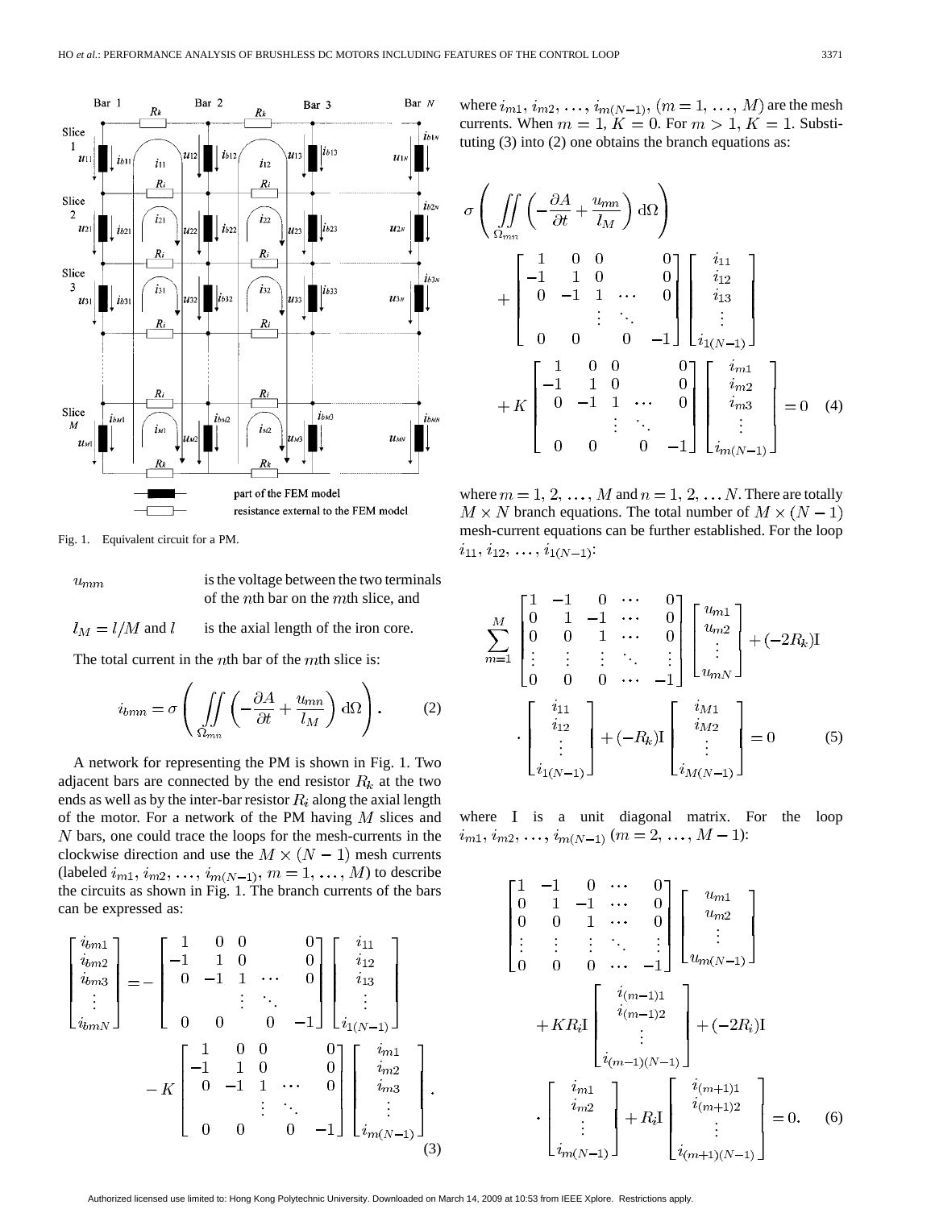Fig. 1. Equivalent circuit for a PM.

$u_{mn}$ is the voltage between the two terminals of the $n$th bar on the $m$th slice, and

$l_M = l/M$ and $l$ is the axial length of the iron core.

The total current in the $n$th bar of the $m$th slice is:

$$i_{bmn} = \sigma \left( \iint_{\Omega_{mn}} \left( -\frac{\partial A}{\partial t} + \frac{u_{mn}}{l_M} \right) \mathrm{d}\Omega \right). \tag{2}$$

A network for representing the PM is shown in Fig. 1. Two adjacent bars are connected by the end resistor $R_k$ at the two ends as well as by the inter-bar resistor $R_i$ along the axial length of the motor. For a network of the PM having $M$ slices and $N$ bars, one could trace the loops for the mesh-currents in the clockwise direction and use the $M \times (N-1)$ mesh currents (labeled $i_{m1}, i_{m2}, \ldots, i_{m(N-1)}, m = 1, \ldots, M$) to describe the circuits as shown in Fig. 1. The branch currents of the bars can be expressed as:

$$\begin{bmatrix} i_{bm1} \\ i_{bm2} \\ i_{bm3} \\ \vdots \\ i_{bmN} \end{bmatrix} = - \begin{bmatrix} 1 & 0 & 0 & & 0 \\ -1 & 1 & 0 & & 0 \\ 0 & -1 & 1 & \cdots & 0 \\ & & \vdots & \ddots & \\ 0 & 0 & & 0 & -1 \end{bmatrix} \begin{bmatrix} i_{11} \\ i_{12} \\ i_{13} \\ \vdots \\ i_{1(N-1)} \end{bmatrix} - K \begin{bmatrix} 1 & 0 & 0 & & 0 \\ -1 & 1 & 0 & & 0 \\ 0 & -1 & 1 & \cdots & 0 \\ & & \vdots & \ddots & \\ 0 & 0 & & 0 & -1 \end{bmatrix} \begin{bmatrix} i_{m1} \\ i_{m2} \\ i_{m3} \\ \vdots \\ i_{m(N-1)} \end{bmatrix}. \tag{3}$$

where $i_{m1}, i_{m2}, \ldots, i_{m(N-1)}, (m = 1, \ldots, M)$ are the mesh currents. When $m = 1$, $K = 0$. For $m > 1$, $K = 1$. Substituting (3) into (2) one obtains the branch equations as:

$$\sigma \left( \iint_{\Omega_{mn}} \left( -\frac{\partial A}{\partial t} + \frac{u_{mn}}{l_M} \right) \mathrm{d}\Omega \right) + \begin{bmatrix} 1 & 0 & 0 & & 0 \\ -1 & 1 & 0 & & 0 \\ 0 & -1 & 1 & \cdots & 0 \\ & & \vdots & \ddots & \\ 0 & 0 & & 0 & -1 \end{bmatrix} \begin{bmatrix} i_{11} \\ i_{12} \\ i_{13} \\ \vdots \\ i_{1(N-1)} \end{bmatrix} + K \begin{bmatrix} 1 & 0 & 0 & & 0 \\ -1 & 1 & 0 & & 0 \\ 0 & -1 & 1 & \cdots & 0 \\ & & \vdots & \ddots & \\ 0 & 0 & & 0 & -1 \end{bmatrix} \begin{bmatrix} i_{m1} \\ i_{m2} \\ i_{m3} \\ \vdots \\ i_{m(N-1)} \end{bmatrix} = 0 \tag{4}$$

where $m = 1, 2, \ldots, M$ and $n = 1, 2, \ldots N$. There are totally $M \times N$ branch equations. The total number of $M \times (N-1)$ mesh-current equations can be further established. For the loop $i_{11}, i_{12}, \ldots, i_{1(N-1)}$:

$$\sum_{m=1}^{M} \begin{bmatrix} 1 & -1 & 0 & \cdots & 0 \\ 0 & 1 & -1 & \cdots & 0 \\ 0 & 0 & 1 & \cdots & 0 \\ \vdots & \vdots & \vdots & \ddots & \vdots \\ 0 & 0 & 0 & \cdots & -1 \end{bmatrix} \begin{bmatrix} u_{m1} \\ u_{m2} \\ \vdots \\ u_{mN} \end{bmatrix} + (-2R_k)\mathrm{I} \cdot \begin{bmatrix} i_{11} \\ i_{12} \\ \vdots \\ i_{1(N-1)} \end{bmatrix} + (-R_k)\mathrm{I} \begin{bmatrix} i_{M1} \\ i_{M2} \\ \vdots \\ i_{M(N-1)} \end{bmatrix} = 0 \tag{5}$$

where $\mathrm{I}$ is a unit diagonal matrix. For the loop $i_{m1}, i_{m2}, \ldots, i_{m(N-1)}$ $(m = 2, \ldots, M-1)$:

$$\begin{bmatrix} 1 & -1 & 0 & \cdots & 0 \\ 0 & 1 & -1 & \cdots & 0 \\ 0 & 0 & 1 & \cdots & 0 \\ \vdots & \vdots & \vdots & \ddots & \vdots \\ 0 & 0 & 0 & \cdots & -1 \end{bmatrix} \begin{bmatrix} u_{m1} \\ u_{m2} \\ \vdots \\ u_{m(N-1)} \end{bmatrix} + KR_i\mathrm{I} \begin{bmatrix} i_{(m-1)1} \\ i_{(m-1)2} \\ \vdots \\ i_{(m-1)(N-1)} \end{bmatrix} + (-2R_i)\mathrm{I} \cdot \begin{bmatrix} i_{m1} \\ i_{m2} \\ \vdots \\ i_{m(N-1)} \end{bmatrix} + R_i\mathrm{I} \begin{bmatrix} i_{(m+1)1} \\ i_{(m+1)2} \\ \vdots \\ i_{(m+1)(N-1)} \end{bmatrix} = 0. \tag{6}$$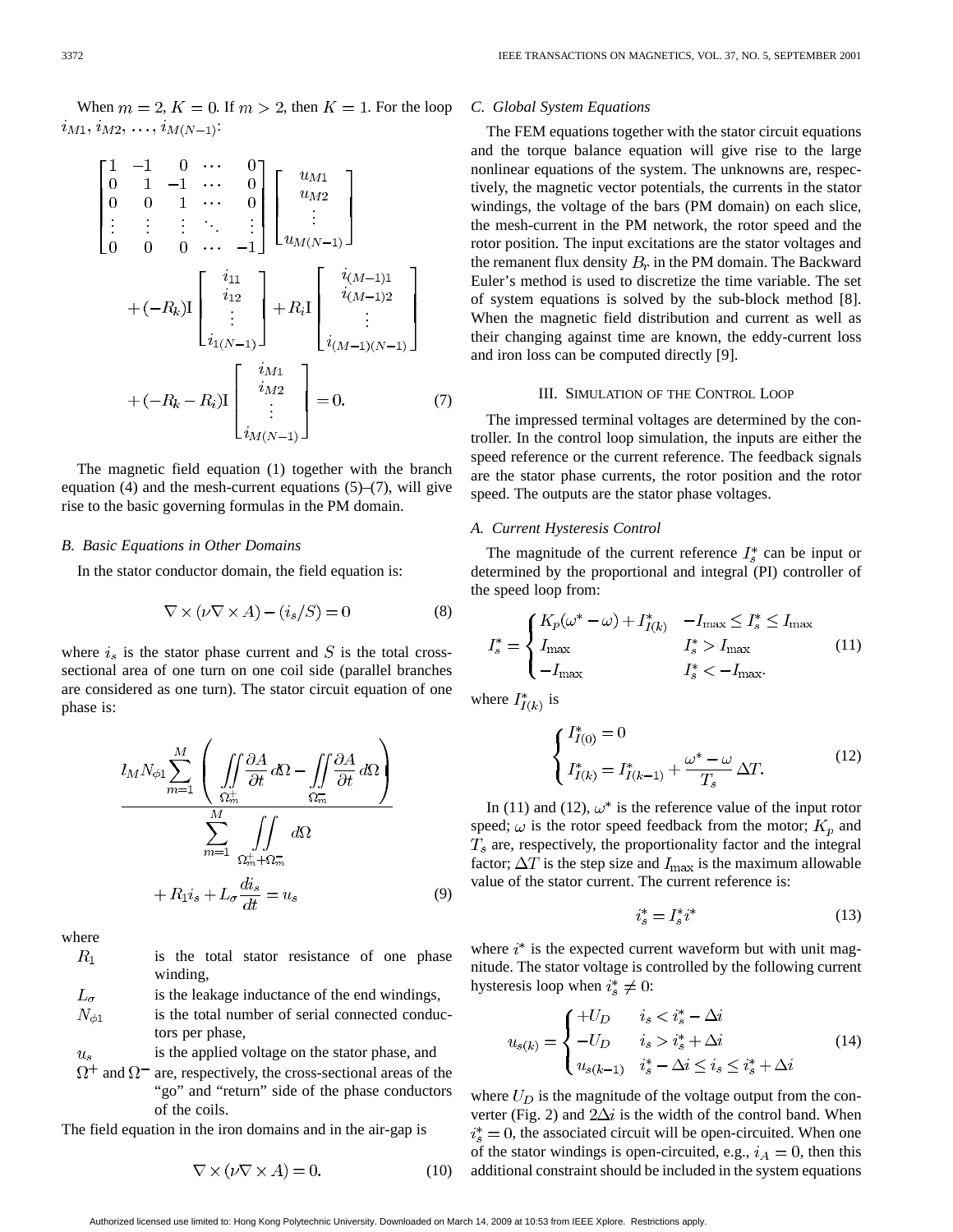When $m = 2$, $K = 0$. If $m > 2$, then $K = 1$. For the loop $i_{M1}, i_{M2}, \ldots, i_{M(N-1)}$:

$$\begin{bmatrix} 1 & -1 & 0 & \cdots & 0 \\ 0 & 1 & -1 & \cdots & 0 \\ 0 & 0 & 1 & \cdots & 0 \\ \vdots & \vdots & \vdots & \ddots & \vdots \\ 0 & 0 & 0 & \cdots & -1 \end{bmatrix} \begin{bmatrix} u_{M1} \\ u_{M2} \\ \vdots \\ u_{M(N-1)} \end{bmatrix} + (-R_k)\mathrm{I} \begin{bmatrix} i_{11} \\ i_{12} \\ \vdots \\ i_{1(N-1)} \end{bmatrix} + R_i \mathrm{I} \begin{bmatrix} i_{(M-1)1} \\ i_{(M-1)2} \\ \vdots \\ i_{(M-1)(N-1)} \end{bmatrix} + (-R_k - R_i)\mathrm{I} \begin{bmatrix} i_{M1} \\ i_{M2} \\ \vdots \\ i_{M(N-1)} \end{bmatrix} = 0. \quad (7)$$

The magnetic field equation (1) together with the branch equation (4) and the mesh-current equations (5)–(7), will give rise to the basic governing formulas in the PM domain.

### B. Basic Equations in Other Domains

In the stator conductor domain, the field equation is:

$$\nabla \times (\nu \nabla \times A) - (i_s/S) = 0 \quad (8)$$

where $i_s$ is the stator phase current and $S$ is the total cross-sectional area of one turn on one coil side (parallel branches are considered as one turn). The stator circuit equation of one phase is:

$$\frac{l_M N_{\phi 1} \sum_{m=1}^{M} \left( \iint_{\Omega_m^+} \frac{\partial A}{\partial t} d\Omega - \iint_{\Omega_m^-} \frac{\partial A}{\partial t} d\Omega \right)}{\sum_{m=1}^{M} \iint_{\Omega_m^+ + \Omega_m^-} d\Omega} + R_1 i_s + L_\sigma \frac{di_s}{dt} = u_s \quad (9)$$

where

- $R_1$ is the total stator resistance of one phase winding,
- $L_\sigma$ is the leakage inductance of the end windings,
- $N_{\phi 1}$ is the total number of serial connected conductors per phase,
- $u_s$ is the applied voltage on the stator phase, and
- $\Omega^+$ and $\Omega^-$ are, respectively, the cross-sectional areas of the "go" and "return" side of the phase conductors of the coils.

The field equation in the iron domains and in the air-gap is

$$\nabla \times (\nu \nabla \times A) = 0. \quad (10)$$

### C. Global System Equations

The FEM equations together with the stator circuit equations and the torque balance equation will give rise to the large nonlinear equations of the system. The unknowns are, respectively, the magnetic vector potentials, the currents in the stator windings, the voltage of the bars (PM domain) on each slice, the mesh-current in the PM network, the rotor speed and the rotor position. The input excitations are the stator voltages and the remanent flux density $B_r$ in the PM domain. The Backward Euler's method is used to discretize the time variable. The set of system equations is solved by the sub-block method [8]. When the magnetic field distribution and current as well as their changing against time are known, the eddy-current loss and iron loss can be computed directly [9].

## III. Simulation of the Control Loop

The impressed terminal voltages are determined by the controller. In the control loop simulation, the inputs are either the speed reference or the current reference. The feedback signals are the stator phase currents, the rotor position and the rotor speed. The outputs are the stator phase voltages.

### A. Current Hysteresis Control

The magnitude of the current reference $I_s^*$ can be input or determined by the proportional and integral (PI) controller of the speed loop from:

$$I_s^* = \begin{cases} K_p(\omega^* - \omega) + I_{I(k)}^* & -I_{\max} \le I_s^* \le I_{\max} \\ I_{\max} & I_s^* > I_{\max} \\ -I_{\max} & I_s^* < -I_{\max}. \end{cases} \quad (11)$$

where $I_{I(k)}^*$ is

$$\begin{cases} I_{I(0)}^* = 0 \\ I_{I(k)}^* = I_{I(k-1)}^* + \dfrac{\omega^* - \omega}{T_s} \Delta T. \end{cases} \quad (12)$$

In (11) and (12), $\omega^*$ is the reference value of the input rotor speed; $\omega$ is the rotor speed feedback from the motor; $K_p$ and $T_s$ are, respectively, the proportionality factor and the integral factor; $\Delta T$ is the step size and $I_{\max}$ is the maximum allowable value of the stator current. The current reference is:

$$i_s^* = I_s^* i^* \quad (13)$$

where $i^*$ is the expected current waveform but with unit magnitude. The stator voltage is controlled by the following current hysteresis loop when $i_s^* \neq 0$:

$$u_{s(k)} = \begin{cases} +U_D & i_s < i_s^* - \Delta i \\ -U_D & i_s > i_s^* + \Delta i \\ u_{s(k-1)} & i_s^* - \Delta i \le i_s \le i_s^* + \Delta i \end{cases} \quad (14)$$

where $U_D$ is the magnitude of the voltage output from the converter (Fig. 2) and $2\Delta i$ is the width of the control band. When $i_s^* = 0$, the associated circuit will be open-circuited. When one of the stator windings is open-circuited, e.g., $i_A = 0$, then this additional constraint should be included in the system equations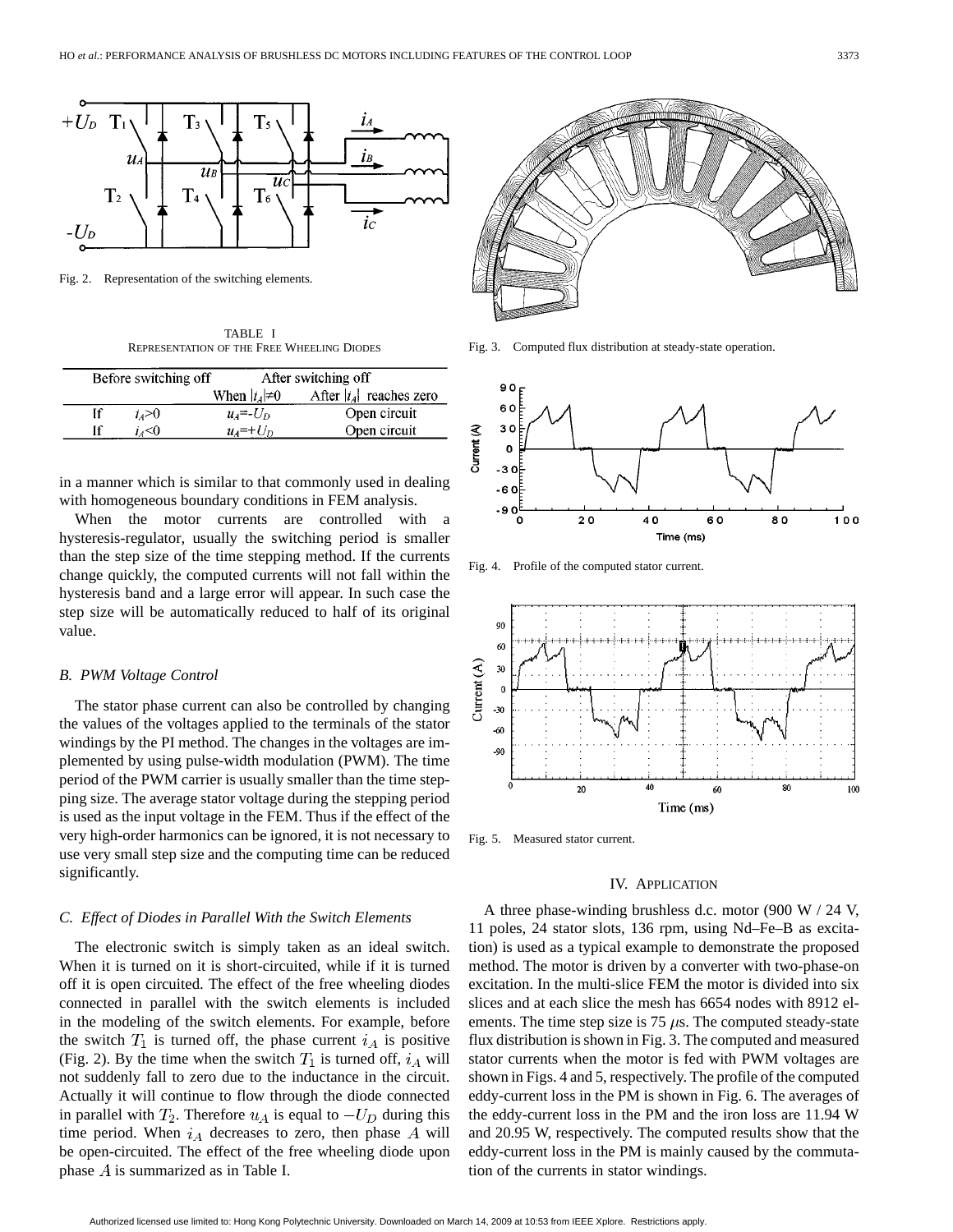Fig. 2. Representation of the switching elements.

TABLE I
REPRESENTATION OF THE FREE WHEELING DIODES

| Before switching off | | After switching off | |
|---|---|---|---|
| | | When $\|i_A\|\neq 0$ | After $\|i_A\|$ reaches zero |
| If | $i_A>0$ | $u_A=-U_D$ | Open circuit |
| If | $i_A<0$ | $u_A=+U_D$ | Open circuit |

in a manner which is similar to that commonly used in dealing with homogeneous boundary conditions in FEM analysis.

When the motor currents are controlled with a hysteresis-regulator, usually the switching period is smaller than the step size of the time stepping method. If the currents change quickly, the computed currents will not fall within the hysteresis band and a large error will appear. In such case the step size will be automatically reduced to half of its original value.

### B. PWM Voltage Control

The stator phase current can also be controlled by changing the values of the voltages applied to the terminals of the stator windings by the PI method. The changes in the voltages are implemented by using pulse-width modulation (PWM). The time period of the PWM carrier is usually smaller than the time stepping size. The average stator voltage during the stepping period is used as the input voltage in the FEM. Thus if the effect of the very high-order harmonics can be ignored, it is not necessary to use very small step size and the computing time can be reduced significantly.

### C. Effect of Diodes in Parallel With the Switch Elements

The electronic switch is simply taken as an ideal switch. When it is turned on it is short-circuited, while if it is turned off it is open circuited. The effect of the free wheeling diodes connected in parallel with the switch elements is included in the modeling of the switch elements. For example, before the switch $T_1$ is turned off, the phase current $i_A$ is positive (Fig. 2). By the time when the switch $T_1$ is turned off, $i_A$ will not suddenly fall to zero due to the inductance in the circuit. Actually it will continue to flow through the diode connected in parallel with $T_2$. Therefore $u_A$ is equal to $-U_D$ during this time period. When $i_A$ decreases to zero, then phase $A$ will be open-circuited. The effect of the free wheeling diode upon phase $A$ is summarized as in Table I.

Fig. 3. Computed flux distribution at steady-state operation.

Fig. 4. Profile of the computed stator current.

Fig. 5. Measured stator current.

## IV. APPLICATION

A three phase-winding brushless d.c. motor (900 W / 24 V, 11 poles, 24 stator slots, 136 rpm, using Nd–Fe–B as excitation) is used as a typical example to demonstrate the proposed method. The motor is driven by a converter with two-phase-on excitation. In the multi-slice FEM the motor is divided into six slices and at each slice the mesh has 6654 nodes with 8912 elements. The time step size is 75 $\mu$s. The computed steady-state flux distribution is shown in Fig. 3. The computed and measured stator currents when the motor is fed with PWM voltages are shown in Figs. 4 and 5, respectively. The profile of the computed eddy-current loss in the PM is shown in Fig. 6. The averages of the eddy-current loss in the PM and the iron loss are 11.94 W and 20.95 W, respectively. The computed results show that the eddy-current loss in the PM is mainly caused by the commutation of the currents in stator windings.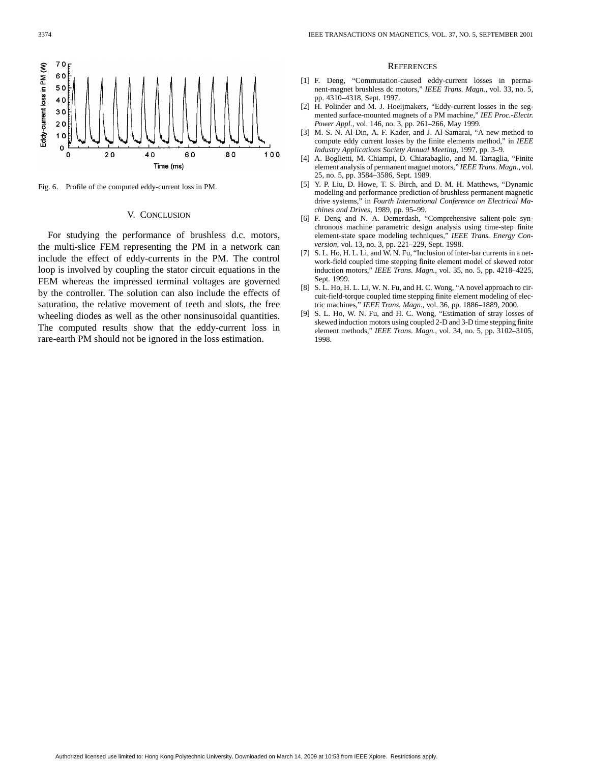Eddy-current loss in PM (W)

70
60
50
40
30
20
10
0

0 20 40 60 80 100

Time (ms)

Fig. 6. Profile of the computed eddy-current loss in PM.

## V. CONCLUSION

For studying the performance of brushless d.c. motors, the multi-slice FEM representing the PM in a network can include the effect of eddy-currents in the PM. The control loop is involved by coupling the stator circuit equations in the FEM whereas the impressed terminal voltages are governed by the controller. The solution can also include the effects of saturation, the relative movement of teeth and slots, the free wheeling diodes as well as the other nonsinusoidal quantities. The computed results show that the eddy-current loss in rare-earth PM should not be ignored in the loss estimation.

## REFERENCES

[1] F. Deng, "Commutation-caused eddy-current losses in permanent-magnet brushless dc motors," *IEEE Trans. Magn.*, vol. 33, no. 5, pp. 4310–4318, Sept. 1997.

[2] H. Polinder and M. J. Hoeijmakers, "Eddy-current losses in the segmented surface-mounted magnets of a PM machine," *IEE Proc.-Electr. Power Appl.*, vol. 146, no. 3, pp. 261–266, May 1999.

[3] M. S. N. Al-Din, A. F. Kader, and J. Al-Samarai, "A new method to compute eddy current losses by the finite elements method," in *IEEE Industry Applications Society Annual Meeting*, 1997, pp. 3–9.

[4] A. Boglietti, M. Chiampi, D. Chiarabaglio, and M. Tartaglia, "Finite element analysis of permanent magnet motors," *IEEE Trans. Magn.*, vol. 25, no. 5, pp. 3584–3586, Sept. 1989.

[5] Y. P. Liu, D. Howe, T. S. Birch, and D. M. H. Matthews, "Dynamic modeling and performance prediction of brushless permanent magnetic drive systems," in *Fourth International Conference on Electrical Machines and Drives*, 1989, pp. 95–99.

[6] F. Deng and N. A. Demerdash, "Comprehensive salient-pole synchronous machine parametric design analysis using time-step finite element-state space modeling techniques," *IEEE Trans. Energy Conversion*, vol. 13, no. 3, pp. 221–229, Sept. 1998.

[7] S. L. Ho, H. L. Li, and W. N. Fu, "Inclusion of inter-bar currents in a network-field coupled time stepping finite element model of skewed rotor induction motors," *IEEE Trans. Magn.*, vol. 35, no. 5, pp. 4218–4225, Sept. 1999.

[8] S. L. Ho, H. L. Li, W. N. Fu, and H. C. Wong, "A novel approach to circuit-field-torque coupled time stepping finite element modeling of electric machines," *IEEE Trans. Magn.*, vol. 36, pp. 1886–1889, 2000.

[9] S. L. Ho, W. N. Fu, and H. C. Wong, "Estimation of stray losses of skewed induction motors using coupled 2-D and 3-D time stepping finite element methods," *IEEE Trans. Magn.*, vol. 34, no. 5, pp. 3102–3105, 1998.